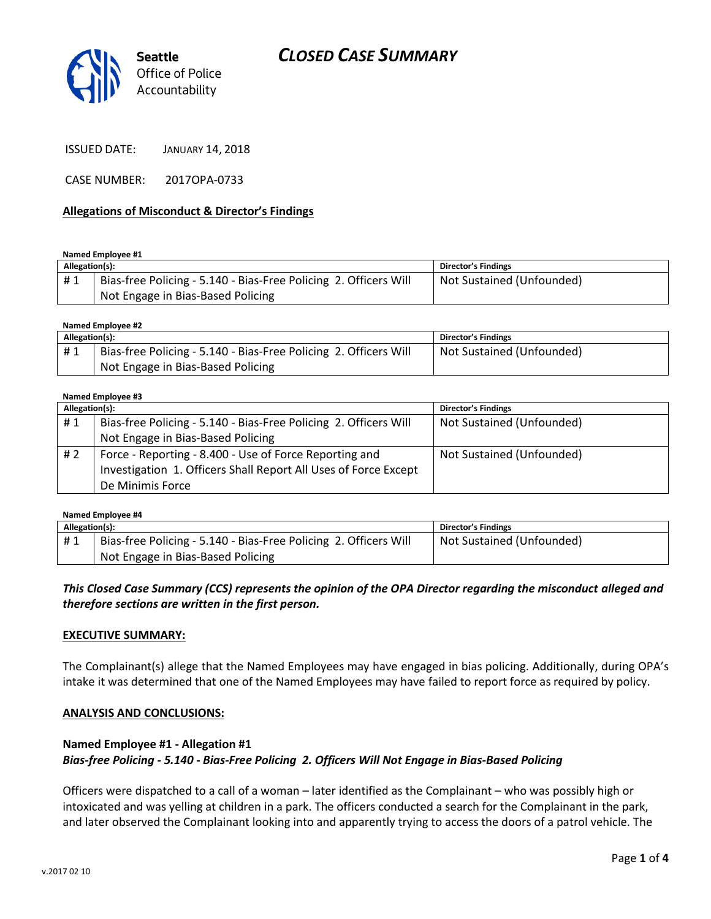Seattle Office of Police Accountability

# CLOSED CASE SUMMARY

ISSUED DATE: JANUARY 14, 2018

CASE NUMBER: 2017OPA-0733

**Allegations of Misconduct & Director's Findings**

**Named Employee #1**

| Allegation(s): | | Director's Findings |
|---|---|---|
| # 1 | Bias-free Policing - 5.140 - Bias-Free Policing 2. Officers Will Not Engage in Bias-Based Policing | Not Sustained (Unfounded) |

**Named Employee #2**

| Allegation(s): | | Director's Findings |
|---|---|---|
| # 1 | Bias-free Policing - 5.140 - Bias-Free Policing 2. Officers Will Not Engage in Bias-Based Policing | Not Sustained (Unfounded) |

**Named Employee #3**

| Allegation(s): | | Director's Findings |
|---|---|---|
| # 1 | Bias-free Policing - 5.140 - Bias-Free Policing 2. Officers Will Not Engage in Bias-Based Policing | Not Sustained (Unfounded) |
| # 2 | Force - Reporting - 8.400 - Use of Force Reporting and Investigation 1. Officers Shall Report All Uses of Force Except De Minimis Force | Not Sustained (Unfounded) |

**Named Employee #4**

| Allegation(s): | | Director's Findings |
|---|---|---|
| # 1 | Bias-free Policing - 5.140 - Bias-Free Policing 2. Officers Will Not Engage in Bias-Based Policing | Not Sustained (Unfounded) |

***This Closed Case Summary (CCS) represents the opinion of the OPA Director regarding the misconduct alleged and therefore sections are written in the first person.***

**EXECUTIVE SUMMARY:**

The Complainant(s) allege that the Named Employees may have engaged in bias policing. Additionally, during OPA's intake it was determined that one of the Named Employees may have failed to report force as required by policy.

**ANALYSIS AND CONCLUSIONS:**

**Named Employee #1 - Allegation #1**
***Bias-free Policing - 5.140 - Bias-Free Policing 2. Officers Will Not Engage in Bias-Based Policing***

Officers were dispatched to a call of a woman – later identified as the Complainant – who was possibly high or intoxicated and was yelling at children in a park. The officers conducted a search for the Complainant in the park, and later observed the Complainant looking into and apparently trying to access the doors of a patrol vehicle. The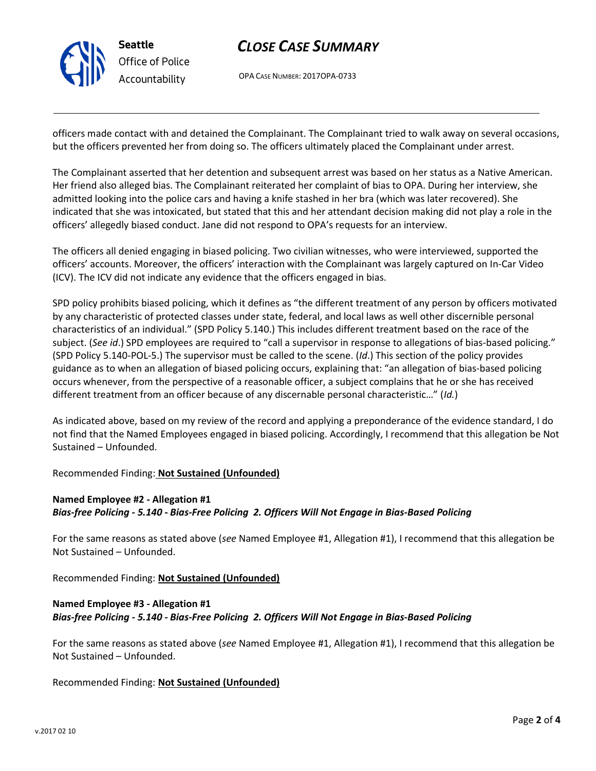officers made contact with and detained the Complainant. The Complainant tried to walk away on several occasions, but the officers prevented her from doing so. The officers ultimately placed the Complainant under arrest.

The Complainant asserted that her detention and subsequent arrest was based on her status as a Native American. Her friend also alleged bias. The Complainant reiterated her complaint of bias to OPA. During her interview, she admitted looking into the police cars and having a knife stashed in her bra (which was later recovered). She indicated that she was intoxicated, but stated that this and her attendant decision making did not play a role in the officers' allegedly biased conduct. Jane did not respond to OPA's requests for an interview.

The officers all denied engaging in biased policing. Two civilian witnesses, who were interviewed, supported the officers' accounts. Moreover, the officers' interaction with the Complainant was largely captured on In-Car Video (ICV). The ICV did not indicate any evidence that the officers engaged in bias.

SPD policy prohibits biased policing, which it defines as "the different treatment of any person by officers motivated by any characteristic of protected classes under state, federal, and local laws as well other discernible personal characteristics of an individual." (SPD Policy 5.140.) This includes different treatment based on the race of the subject. (*See id*.) SPD employees are required to "call a supervisor in response to allegations of bias-based policing." (SPD Policy 5.140-POL-5.) The supervisor must be called to the scene. (*Id*.) This section of the policy provides guidance as to when an allegation of biased policing occurs, explaining that: "an allegation of bias-based policing occurs whenever, from the perspective of a reasonable officer, a subject complains that he or she has received different treatment from an officer because of any discernable personal characteristic…" (*Id.*)

As indicated above, based on my review of the record and applying a preponderance of the evidence standard, I do not find that the Named Employees engaged in biased policing. Accordingly, I recommend that this allegation be Not Sustained – Unfounded.

Recommended Finding: **Not Sustained (Unfounded)**

**Named Employee #2 - Allegation #1**
***Bias-free Policing - 5.140 - Bias-Free Policing 2. Officers Will Not Engage in Bias-Based Policing***

For the same reasons as stated above (*see* Named Employee #1, Allegation #1), I recommend that this allegation be Not Sustained – Unfounded.

Recommended Finding: **Not Sustained (Unfounded)**

**Named Employee #3 - Allegation #1**
***Bias-free Policing - 5.140 - Bias-Free Policing 2. Officers Will Not Engage in Bias-Based Policing***

For the same reasons as stated above (*see* Named Employee #1, Allegation #1), I recommend that this allegation be Not Sustained – Unfounded.

Recommended Finding: **Not Sustained (Unfounded)**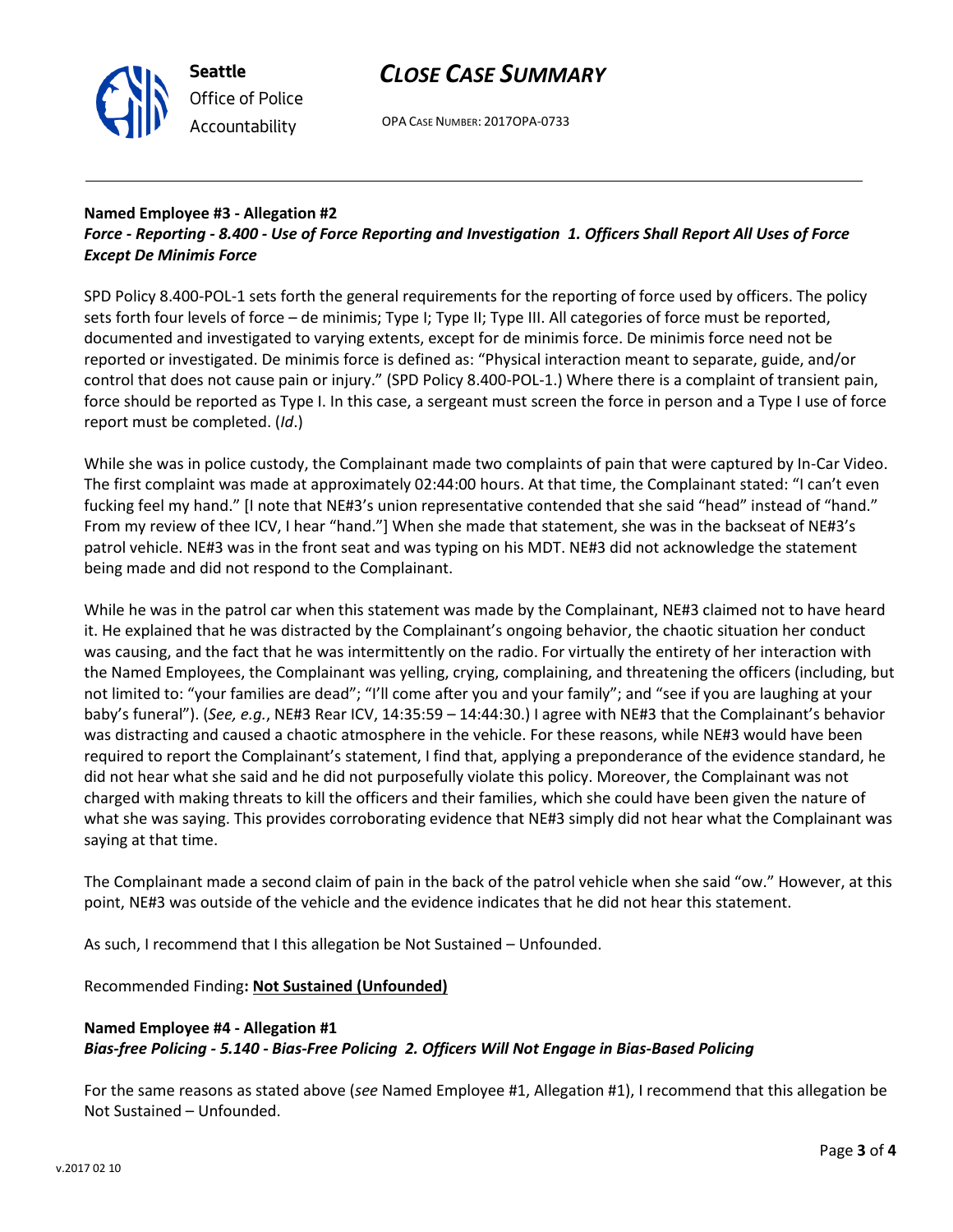**Named Employee #3 - Allegation #2**
***Force - Reporting - 8.400 - Use of Force Reporting and Investigation 1. Officers Shall Report All Uses of Force Except De Minimis Force***

SPD Policy 8.400-POL-1 sets forth the general requirements for the reporting of force used by officers. The policy sets forth four levels of force – de minimis; Type I; Type II; Type III. All categories of force must be reported, documented and investigated to varying extents, except for de minimis force. De minimis force need not be reported or investigated. De minimis force is defined as: "Physical interaction meant to separate, guide, and/or control that does not cause pain or injury." (SPD Policy 8.400-POL-1.) Where there is a complaint of transient pain, force should be reported as Type I. In this case, a sergeant must screen the force in person and a Type I use of force report must be completed. (*Id*.)

While she was in police custody, the Complainant made two complaints of pain that were captured by In-Car Video. The first complaint was made at approximately 02:44:00 hours. At that time, the Complainant stated: "I can't even fucking feel my hand." [I note that NE#3's union representative contended that she said "head" instead of "hand." From my review of thee ICV, I hear "hand."] When she made that statement, she was in the backseat of NE#3's patrol vehicle. NE#3 was in the front seat and was typing on his MDT. NE#3 did not acknowledge the statement being made and did not respond to the Complainant.

While he was in the patrol car when this statement was made by the Complainant, NE#3 claimed not to have heard it. He explained that he was distracted by the Complainant's ongoing behavior, the chaotic situation her conduct was causing, and the fact that he was intermittently on the radio. For virtually the entirety of her interaction with the Named Employees, the Complainant was yelling, crying, complaining, and threatening the officers (including, but not limited to: "your families are dead"; "I'll come after you and your family"; and "see if you are laughing at your baby's funeral"). (*See, e.g.*, NE#3 Rear ICV, 14:35:59 – 14:44:30.) I agree with NE#3 that the Complainant's behavior was distracting and caused a chaotic atmosphere in the vehicle. For these reasons, while NE#3 would have been required to report the Complainant's statement, I find that, applying a preponderance of the evidence standard, he did not hear what she said and he did not purposefully violate this policy. Moreover, the Complainant was not charged with making threats to kill the officers and their families, which she could have been given the nature of what she was saying. This provides corroborating evidence that NE#3 simply did not hear what the Complainant was saying at that time.

The Complainant made a second claim of pain in the back of the patrol vehicle when she said "ow." However, at this point, NE#3 was outside of the vehicle and the evidence indicates that he did not hear this statement.

As such, I recommend that I this allegation be Not Sustained – Unfounded.

Recommended Finding**: <u>Not Sustained (Unfounded)</u>**

**Named Employee #4 - Allegation #1**
***Bias-free Policing - 5.140 - Bias-Free Policing 2. Officers Will Not Engage in Bias-Based Policing***

For the same reasons as stated above (*see* Named Employee #1, Allegation #1), I recommend that this allegation be Not Sustained – Unfounded.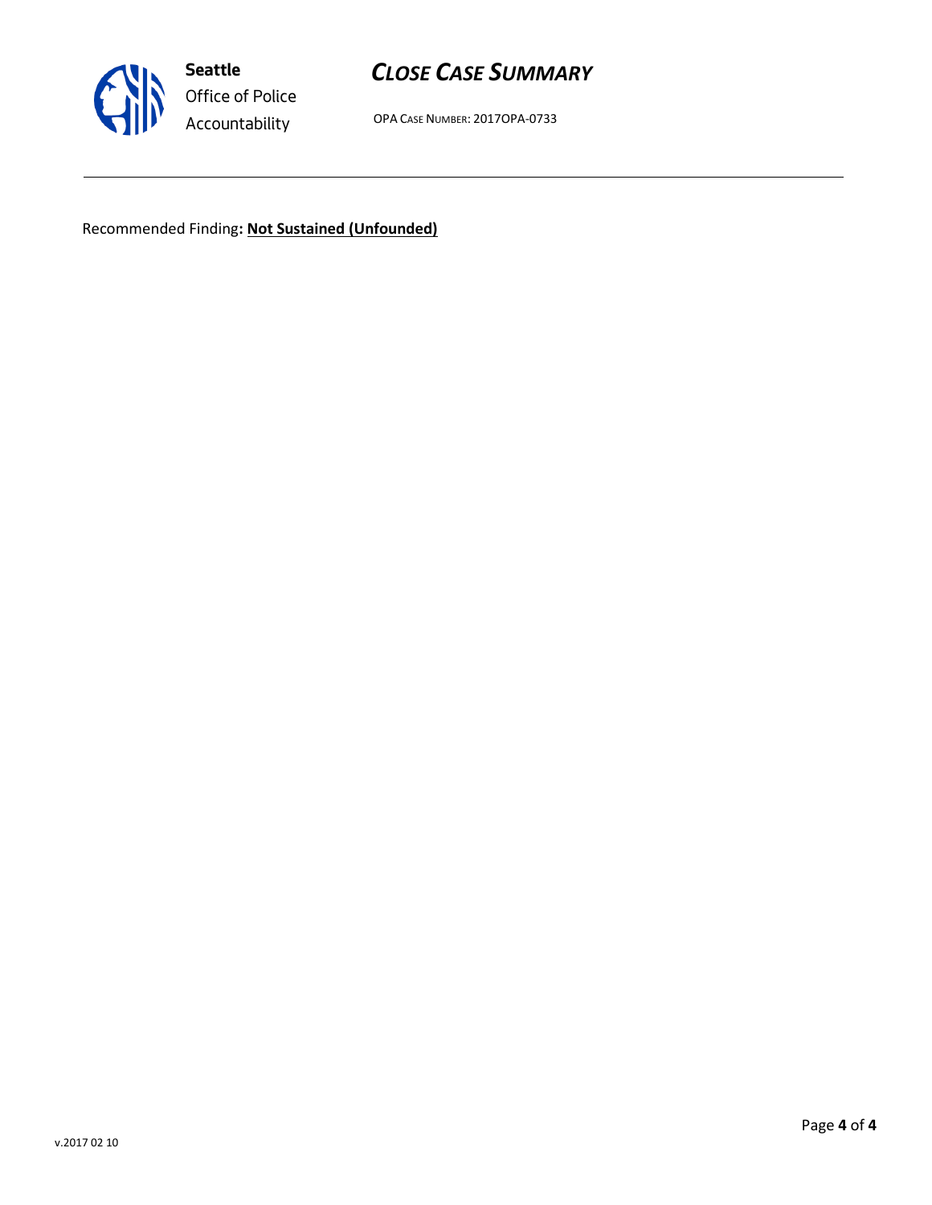Recommended Finding**: <u>**Not Sustained (Unfounded)**</u>